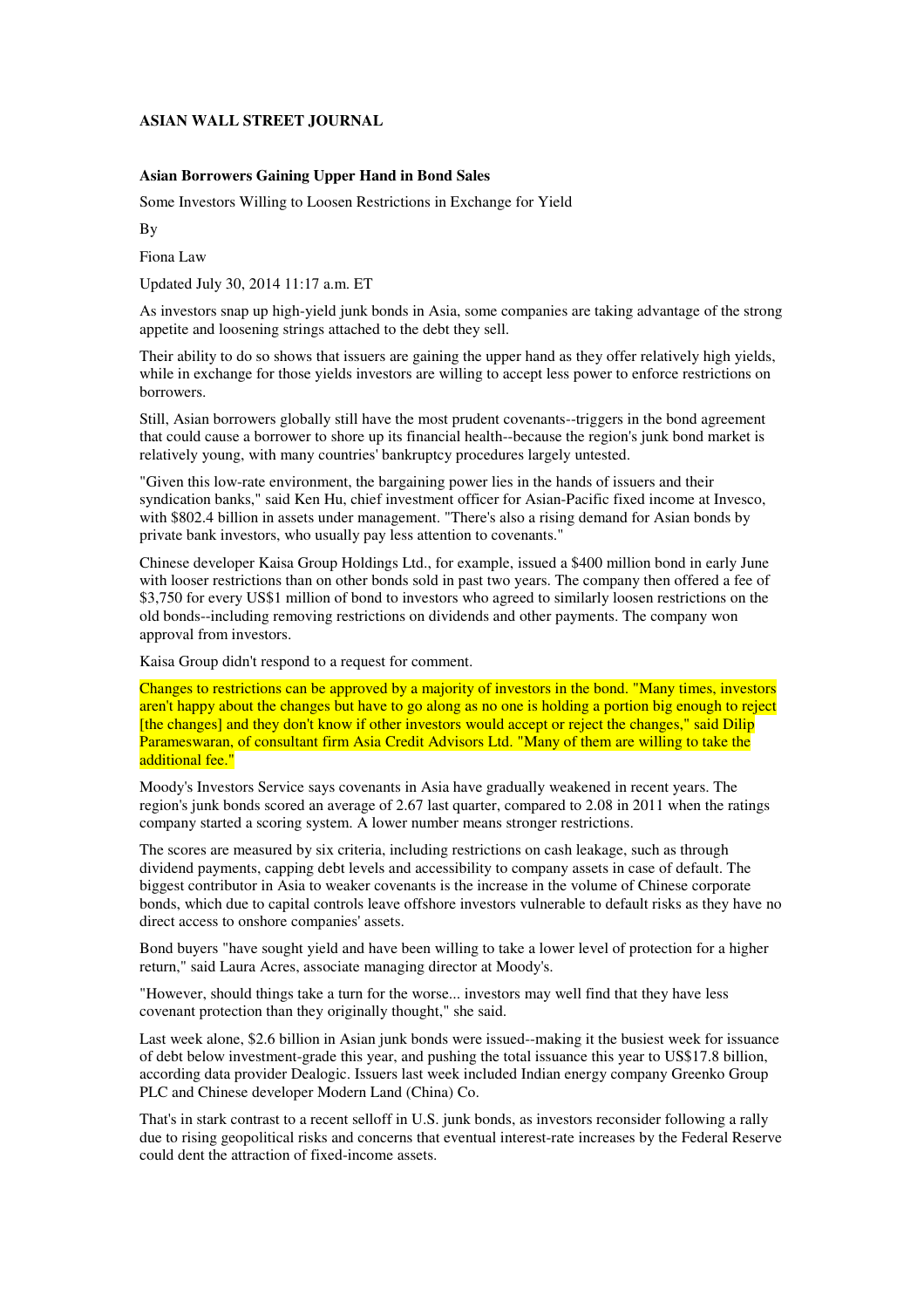**ASIAN WALL STREET JOURNAL**

**Asian Borrowers Gaining Upper Hand in Bond Sales**

Some Investors Willing to Loosen Restrictions in Exchange for Yield

By

Fiona Law

Updated July 30, 2014 11:17 a.m. ET

As investors snap up high-yield junk bonds in Asia, some companies are taking advantage of the strong appetite and loosening strings attached to the debt they sell.

Their ability to do so shows that issuers are gaining the upper hand as they offer relatively high yields, while in exchange for those yields investors are willing to accept less power to enforce restrictions on borrowers.

Still, Asian borrowers globally still have the most prudent covenants--triggers in the bond agreement that could cause a borrower to shore up its financial health--because the region's junk bond market is relatively young, with many countries' bankruptcy procedures largely untested.

"Given this low-rate environment, the bargaining power lies in the hands of issuers and their syndication banks," said Ken Hu, chief investment officer for Asian-Pacific fixed income at Invesco, with $802.4 billion in assets under management. "There's also a rising demand for Asian bonds by private bank investors, who usually pay less attention to covenants."

Chinese developer Kaisa Group Holdings Ltd., for example, issued a $400 million bond in early June with looser restrictions than on other bonds sold in past two years. The company then offered a fee of $3,750 for every US$1 million of bond to investors who agreed to similarly loosen restrictions on the old bonds--including removing restrictions on dividends and other payments. The company won approval from investors.

Kaisa Group didn't respond to a request for comment.

Changes to restrictions can be approved by a majority of investors in the bond. "Many times, investors aren't happy about the changes but have to go along as no one is holding a portion big enough to reject [the changes] and they don't know if other investors would accept or reject the changes," said Dilip Parameswaran, of consultant firm Asia Credit Advisors Ltd. "Many of them are willing to take the additional fee."

Moody's Investors Service says covenants in Asia have gradually weakened in recent years. The region's junk bonds scored an average of 2.67 last quarter, compared to 2.08 in 2011 when the ratings company started a scoring system. A lower number means stronger restrictions.

The scores are measured by six criteria, including restrictions on cash leakage, such as through dividend payments, capping debt levels and accessibility to company assets in case of default. The biggest contributor in Asia to weaker covenants is the increase in the volume of Chinese corporate bonds, which due to capital controls leave offshore investors vulnerable to default risks as they have no direct access to onshore companies' assets.

Bond buyers "have sought yield and have been willing to take a lower level of protection for a higher return," said Laura Acres, associate managing director at Moody's.

"However, should things take a turn for the worse... investors may well find that they have less covenant protection than they originally thought," she said.

Last week alone, $2.6 billion in Asian junk bonds were issued--making it the busiest week for issuance of debt below investment-grade this year, and pushing the total issuance this year to US$17.8 billion, according data provider Dealogic. Issuers last week included Indian energy company Greenko Group PLC and Chinese developer Modern Land (China) Co.

That's in stark contrast to a recent selloff in U.S. junk bonds, as investors reconsider following a rally due to rising geopolitical risks and concerns that eventual interest-rate increases by the Federal Reserve could dent the attraction of fixed-income assets.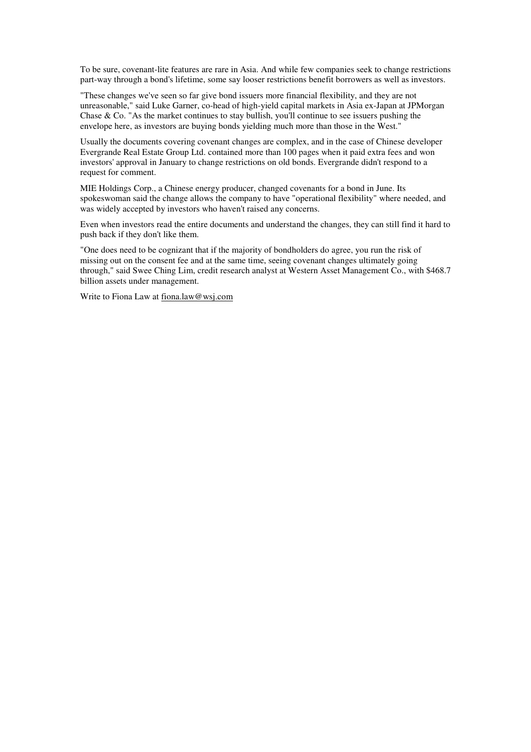To be sure, covenant-lite features are rare in Asia. And while few companies seek to change restrictions part-way through a bond's lifetime, some say looser restrictions benefit borrowers as well as investors.

"These changes we've seen so far give bond issuers more financial flexibility, and they are not unreasonable," said Luke Garner, co-head of high-yield capital markets in Asia ex-Japan at JPMorgan Chase & Co. "As the market continues to stay bullish, you'll continue to see issuers pushing the envelope here, as investors are buying bonds yielding much more than those in the West."

Usually the documents covering covenant changes are complex, and in the case of Chinese developer Evergrande Real Estate Group Ltd. contained more than 100 pages when it paid extra fees and won investors' approval in January to change restrictions on old bonds. Evergrande didn't respond to a request for comment.

MIE Holdings Corp., a Chinese energy producer, changed covenants for a bond in June. Its spokeswoman said the change allows the company to have "operational flexibility" where needed, and was widely accepted by investors who haven't raised any concerns.

Even when investors read the entire documents and understand the changes, they can still find it hard to push back if they don't like them.

"One does need to be cognizant that if the majority of bondholders do agree, you run the risk of missing out on the consent fee and at the same time, seeing covenant changes ultimately going through," said Swee Ching Lim, credit research analyst at Western Asset Management Co., with $468.7 billion assets under management.

Write to Fiona Law at fiona.law@wsj.com